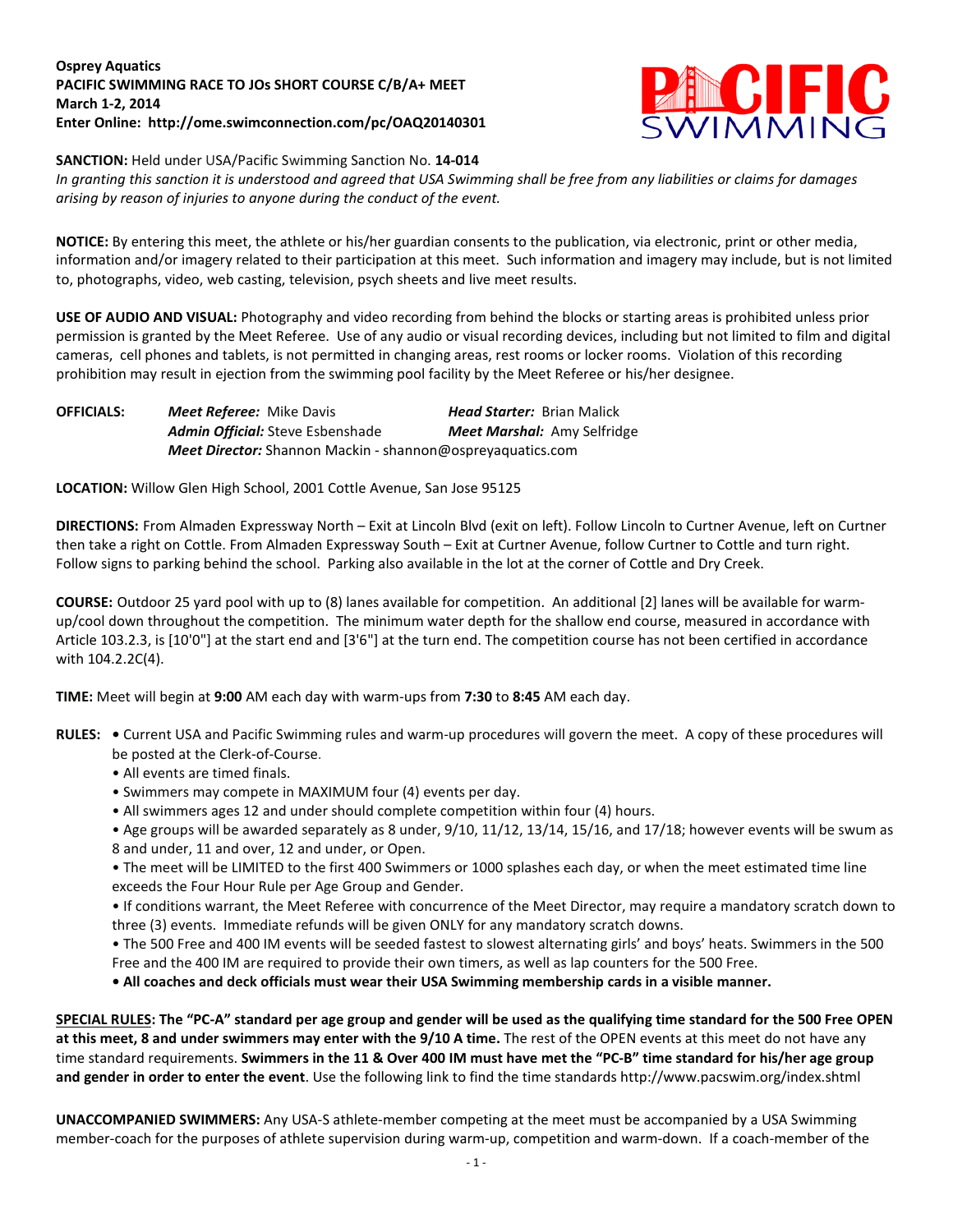**Osprey Aquatics**
**PACIFIC SWIMMING RACE TO JOs SHORT COURSE C/B/A+ MEET**
**March 1-2, 2014**
**Enter Online: http://ome.swimconnection.com/pc/OAQ20140301**

**SANCTION:** Held under USA/Pacific Swimming Sanction No. **14-014**
*In granting this sanction it is understood and agreed that USA Swimming shall be free from any liabilities or claims for damages arising by reason of injuries to anyone during the conduct of the event.*

**NOTICE:** By entering this meet, the athlete or his/her guardian consents to the publication, via electronic, print or other media, information and/or imagery related to their participation at this meet. Such information and imagery may include, but is not limited to, photographs, video, web casting, television, psych sheets and live meet results.

**USE OF AUDIO AND VISUAL:** Photography and video recording from behind the blocks or starting areas is prohibited unless prior permission is granted by the Meet Referee. Use of any audio or visual recording devices, including but not limited to film and digital cameras, cell phones and tablets, is not permitted in changing areas, rest rooms or locker rooms. Violation of this recording prohibition may result in ejection from the swimming pool facility by the Meet Referee or his/her designee.

**OFFICIALS:** *Meet Referee:* Mike Davis | *Head Starter:* Brian Malick
*Admin Official:* Steve Esbenshade | *Meet Marshal:* Amy Selfridge
*Meet Director:* Shannon Mackin - shannon@ospreyaquatics.com

**LOCATION:** Willow Glen High School, 2001 Cottle Avenue, San Jose 95125

**DIRECTIONS:** From Almaden Expressway North – Exit at Lincoln Blvd (exit on left). Follow Lincoln to Curtner Avenue, left on Curtner then take a right on Cottle. From Almaden Expressway South – Exit at Curtner Avenue, follow Curtner to Cottle and turn right. Follow signs to parking behind the school. Parking also available in the lot at the corner of Cottle and Dry Creek.

**COURSE:** Outdoor 25 yard pool with up to (8) lanes available for competition. An additional [2] lanes will be available for warm-up/cool down throughout the competition. The minimum water depth for the shallow end course, measured in accordance with Article 103.2.3, is [10'0"] at the start end and [3'6"] at the turn end. The competition course has not been certified in accordance with 104.2.2C(4).

**TIME:** Meet will begin at **9:00** AM each day with warm-ups from **7:30** to **8:45** AM each day.

**RULES:**
- Current USA and Pacific Swimming rules and warm-up procedures will govern the meet. A copy of these procedures will be posted at the Clerk-of-Course.
- All events are timed finals.
- Swimmers may compete in MAXIMUM four (4) events per day.
- All swimmers ages 12 and under should complete competition within four (4) hours.
- Age groups will be awarded separately as 8 under, 9/10, 11/12, 13/14, 15/16, and 17/18; however events will be swum as 8 and under, 11 and over, 12 and under, or Open.
- The meet will be LIMITED to the first 400 Swimmers or 1000 splashes each day, or when the meet estimated time line exceeds the Four Hour Rule per Age Group and Gender.
- If conditions warrant, the Meet Referee with concurrence of the Meet Director, may require a mandatory scratch down to three (3) events. Immediate refunds will be given ONLY for any mandatory scratch downs.
- The 500 Free and 400 IM events will be seeded fastest to slowest alternating girls' and boys' heats. Swimmers in the 500 Free and the 400 IM are required to provide their own timers, as well as lap counters for the 500 Free.
- **All coaches and deck officials must wear their USA Swimming membership cards in a visible manner.**

**SPECIAL RULES: The "PC-A" standard per age group and gender will be used as the qualifying time standard for the 500 Free OPEN at this meet, 8 and under swimmers may enter with the 9/10 A time.** The rest of the OPEN events at this meet do not have any time standard requirements. **Swimmers in the 11 & Over 400 IM must have met the "PC-B" time standard for his/her age group and gender in order to enter the event**. Use the following link to find the time standards http://www.pacswim.org/index.shtml

**UNACCOMPANIED SWIMMERS:** Any USA-S athlete-member competing at the meet must be accompanied by a USA Swimming member-coach for the purposes of athlete supervision during warm-up, competition and warm-down. If a coach-member of the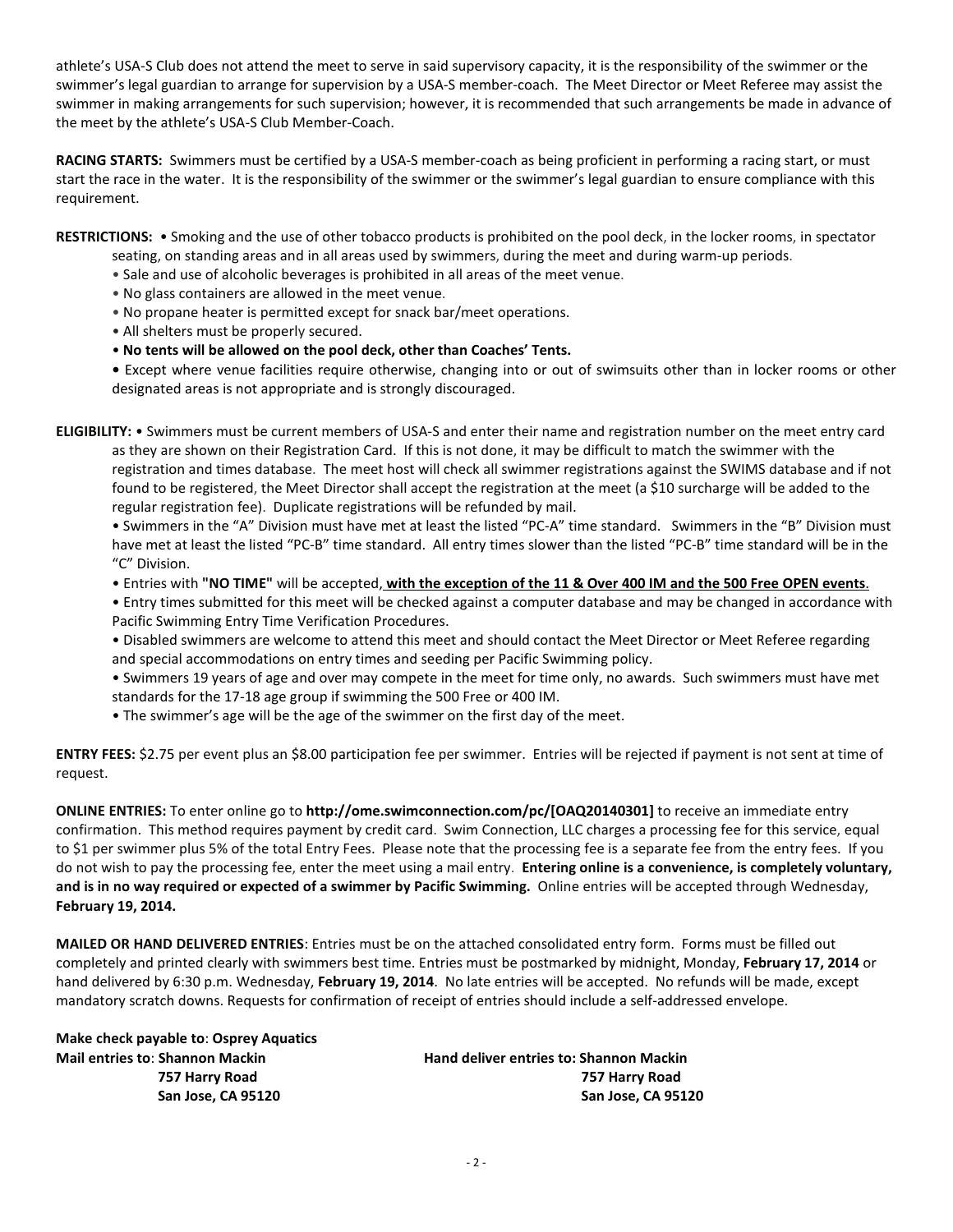athlete's USA-S Club does not attend the meet to serve in said supervisory capacity, it is the responsibility of the swimmer or the swimmer's legal guardian to arrange for supervision by a USA-S member-coach. The Meet Director or Meet Referee may assist the swimmer in making arrangements for such supervision; however, it is recommended that such arrangements be made in advance of the meet by the athlete's USA-S Club Member-Coach.

**RACING STARTS:** Swimmers must be certified by a USA-S member-coach as being proficient in performing a racing start, or must start the race in the water. It is the responsibility of the swimmer or the swimmer's legal guardian to ensure compliance with this requirement.

**RESTRICTIONS:** • Smoking and the use of other tobacco products is prohibited on the pool deck, in the locker rooms, in spectator seating, on standing areas and in all areas used by swimmers, during the meet and during warm-up periods.

• Sale and use of alcoholic beverages is prohibited in all areas of the meet venue.
• No glass containers are allowed in the meet venue.
• No propane heater is permitted except for snack bar/meet operations.
• All shelters must be properly secured.
• **No tents will be allowed on the pool deck, other than Coaches' Tents.**
• Except where venue facilities require otherwise, changing into or out of swimsuits other than in locker rooms or other designated areas is not appropriate and is strongly discouraged.

**ELIGIBILITY:** • Swimmers must be current members of USA-S and enter their name and registration number on the meet entry card as they are shown on their Registration Card. If this is not done, it may be difficult to match the swimmer with the registration and times database. The meet host will check all swimmer registrations against the SWIMS database and if not found to be registered, the Meet Director shall accept the registration at the meet (a $10 surcharge will be added to the regular registration fee). Duplicate registrations will be refunded by mail.

• Swimmers in the "A" Division must have met at least the listed "PC-A" time standard. Swimmers in the "B" Division must have met at least the listed "PC-B" time standard. All entry times slower than the listed "PC-B" time standard will be in the "C" Division.
• Entries with **"NO TIME"** will be accepted, **with the exception of the 11 & Over 400 IM and the 500 Free OPEN events**.
• Entry times submitted for this meet will be checked against a computer database and may be changed in accordance with Pacific Swimming Entry Time Verification Procedures.
• Disabled swimmers are welcome to attend this meet and should contact the Meet Director or Meet Referee regarding and special accommodations on entry times and seeding per Pacific Swimming policy.
• Swimmers 19 years of age and over may compete in the meet for time only, no awards. Such swimmers must have met standards for the 17-18 age group if swimming the 500 Free or 400 IM.
• The swimmer's age will be the age of the swimmer on the first day of the meet.

**ENTRY FEES:** $2.75 per event plus an $8.00 participation fee per swimmer. Entries will be rejected if payment is not sent at time of request.

**ONLINE ENTRIES:** To enter online go to **http://ome.swimconnection.com/pc/[OAQ20140301]** to receive an immediate entry confirmation. This method requires payment by credit card. Swim Connection, LLC charges a processing fee for this service, equal to $1 per swimmer plus 5% of the total Entry Fees. Please note that the processing fee is a separate fee from the entry fees. If you do not wish to pay the processing fee, enter the meet using a mail entry. **Entering online is a convenience, is completely voluntary, and is in no way required or expected of a swimmer by Pacific Swimming.** Online entries will be accepted through Wednesday, **February 19, 2014.**

**MAILED OR HAND DELIVERED ENTRIES**: Entries must be on the attached consolidated entry form. Forms must be filled out completely and printed clearly with swimmers best time. Entries must be postmarked by midnight, Monday, **February 17, 2014** or hand delivered by 6:30 p.m. Wednesday, **February 19, 2014**. No late entries will be accepted. No refunds will be made, except mandatory scratch downs. Requests for confirmation of receipt of entries should include a self-addressed envelope.

**Make check payable to**: **Osprey Aquatics**

**Mail entries to**: **Shannon Mackin**
**757 Harry Road**
**San Jose, CA 95120**

**Hand deliver entries to: Shannon Mackin**
**757 Harry Road**
**San Jose, CA 95120**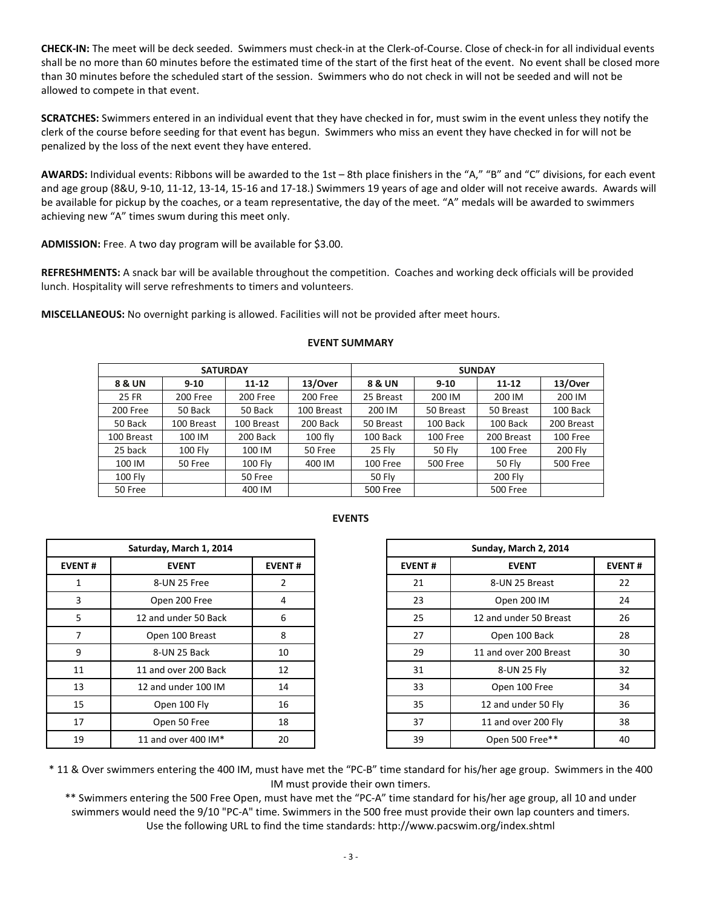**CHECK-IN:** The meet will be deck seeded. Swimmers must check-in at the Clerk-of-Course. Close of check-in for all individual events shall be no more than 60 minutes before the estimated time of the start of the first heat of the event. No event shall be closed more than 30 minutes before the scheduled start of the session. Swimmers who do not check in will not be seeded and will not be allowed to compete in that event.

**SCRATCHES:** Swimmers entered in an individual event that they have checked in for, must swim in the event unless they notify the clerk of the course before seeding for that event has begun. Swimmers who miss an event they have checked in for will not be penalized by the loss of the next event they have entered.

**AWARDS:** Individual events: Ribbons will be awarded to the 1st – 8th place finishers in the "A," "B" and "C" divisions, for each event and age group (8&U, 9-10, 11-12, 13-14, 15-16 and 17-18.) Swimmers 19 years of age and older will not receive awards. Awards will be available for pickup by the coaches, or a team representative, the day of the meet. "A" medals will be awarded to swimmers achieving new "A" times swum during this meet only.

**ADMISSION:** Free. A two day program will be available for $3.00.

**REFRESHMENTS:** A snack bar will be available throughout the competition. Coaches and working deck officials will be provided lunch. Hospitality will serve refreshments to timers and volunteers.

**MISCELLANEOUS:** No overnight parking is allowed. Facilities will not be provided after meet hours.

## EVENT SUMMARY

| SATURDAY | | | | SUNDAY | | | |
|---|---|---|---|---|---|---|---|
| 8 & UN | 9-10 | 11-12 | 13/Over | 8 & UN | 9-10 | 11-12 | 13/Over |
| 25 FR | 200 Free | 200 Free | 200 Free | 25 Breast | 200 IM | 200 IM | 200 IM |
| 200 Free | 50 Back | 50 Back | 100 Breast | 200 IM | 50 Breast | 50 Breast | 100 Back |
| 50 Back | 100 Breast | 100 Breast | 200 Back | 50 Breast | 100 Back | 100 Back | 200 Breast |
| 100 Breast | 100 IM | 200 Back | 100 fly | 100 Back | 100 Free | 200 Breast | 100 Free |
| 25 back | 100 Fly | 100 IM | 50 Free | 25 Fly | 50 Fly | 100 Free | 200 Fly |
| 100 IM | 50 Free | 100 Fly | 400 IM | 100 Free | 500 Free | 50 Fly | 500 Free |
| 100 Fly | | 50 Free | | 50 Fly | | 200 Fly | |
| 50 Free | | 400 IM | | 500 Free | | 500 Free | |

## EVENTS

| Saturday, March 1, 2014 | | |
|---|---|---|
| EVENT # | EVENT | EVENT # |
| 1 | 8-UN 25 Free | 2 |
| 3 | Open 200 Free | 4 |
| 5 | 12 and under 50 Back | 6 |
| 7 | Open 100 Breast | 8 |
| 9 | 8-UN 25 Back | 10 |
| 11 | 11 and over 200 Back | 12 |
| 13 | 12 and under 100 IM | 14 |
| 15 | Open 100 Fly | 16 |
| 17 | Open 50 Free | 18 |
| 19 | 11 and over 400 IM* | 20 |

| Sunday, March 2, 2014 | | |
|---|---|---|
| EVENT # | EVENT | EVENT # |
| 21 | 8-UN 25 Breast | 22 |
| 23 | Open 200 IM | 24 |
| 25 | 12 and under 50 Breast | 26 |
| 27 | Open 100 Back | 28 |
| 29 | 11 and over 200 Breast | 30 |
| 31 | 8-UN 25 Fly | 32 |
| 33 | Open 100 Free | 34 |
| 35 | 12 and under 50 Fly | 36 |
| 37 | 11 and over 200 Fly | 38 |
| 39 | Open 500 Free** | 40 |

\* 11 & Over swimmers entering the 400 IM, must have met the "PC-B" time standard for his/her age group. Swimmers in the 400 IM must provide their own timers.

\** Swimmers entering the 500 Free Open, must have met the "PC-A" time standard for his/her age group, all 10 and under swimmers would need the 9/10 "PC-A" time. Swimmers in the 500 free must provide their own lap counters and timers.
Use the following URL to find the time standards: http://www.pacswim.org/index.shtml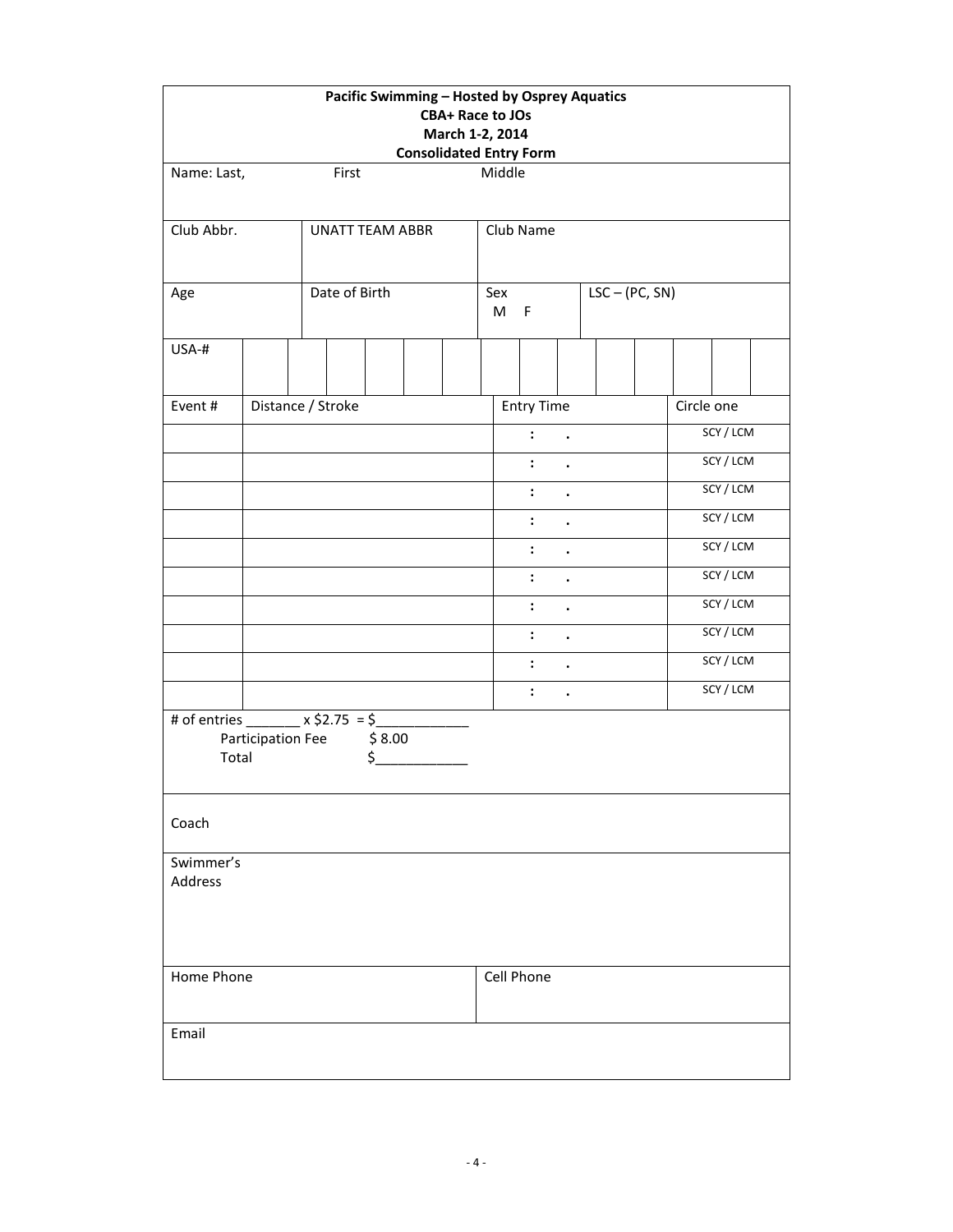**Pacific Swimming – Hosted by Osprey Aquatics**
**CBA+ Race to JOs**
**March 1-2, 2014**
**Consolidated Entry Form**

| Name: Last, | First | Middle |
|---|---|---|
| | | |

| Club Abbr. | UNATT TEAM ABBR | Club Name |
|---|---|---|
| | | |

| Age | Date of Birth | Sex M F | LSC – (PC, SN) |
|---|---|---|---|
| | | | |

| USA-# | | | | | | | | | | | | | | |
|---|---|---|---|---|---|---|---|---|---|---|---|---|---|---|

| Event # | Distance / Stroke | Entry Time | Circle one |
|---|---|---|---|
| | | : . | SCY / LCM |
| | | : . | SCY / LCM |
| | | : . | SCY / LCM |
| | | : . | SCY / LCM |
| | | : . | SCY / LCM |
| | | : . | SCY / LCM |
| | | : . | SCY / LCM |
| | | : . | SCY / LCM |
| | | : . | SCY / LCM |
| | | : . | SCY / LCM |

# of entries _______ x $2.75 = $____________

Participation Fee $ 8.00

Total $____________

Coach

Swimmer's Address

| Home Phone | Cell Phone |
|---|---|
| | |

Email